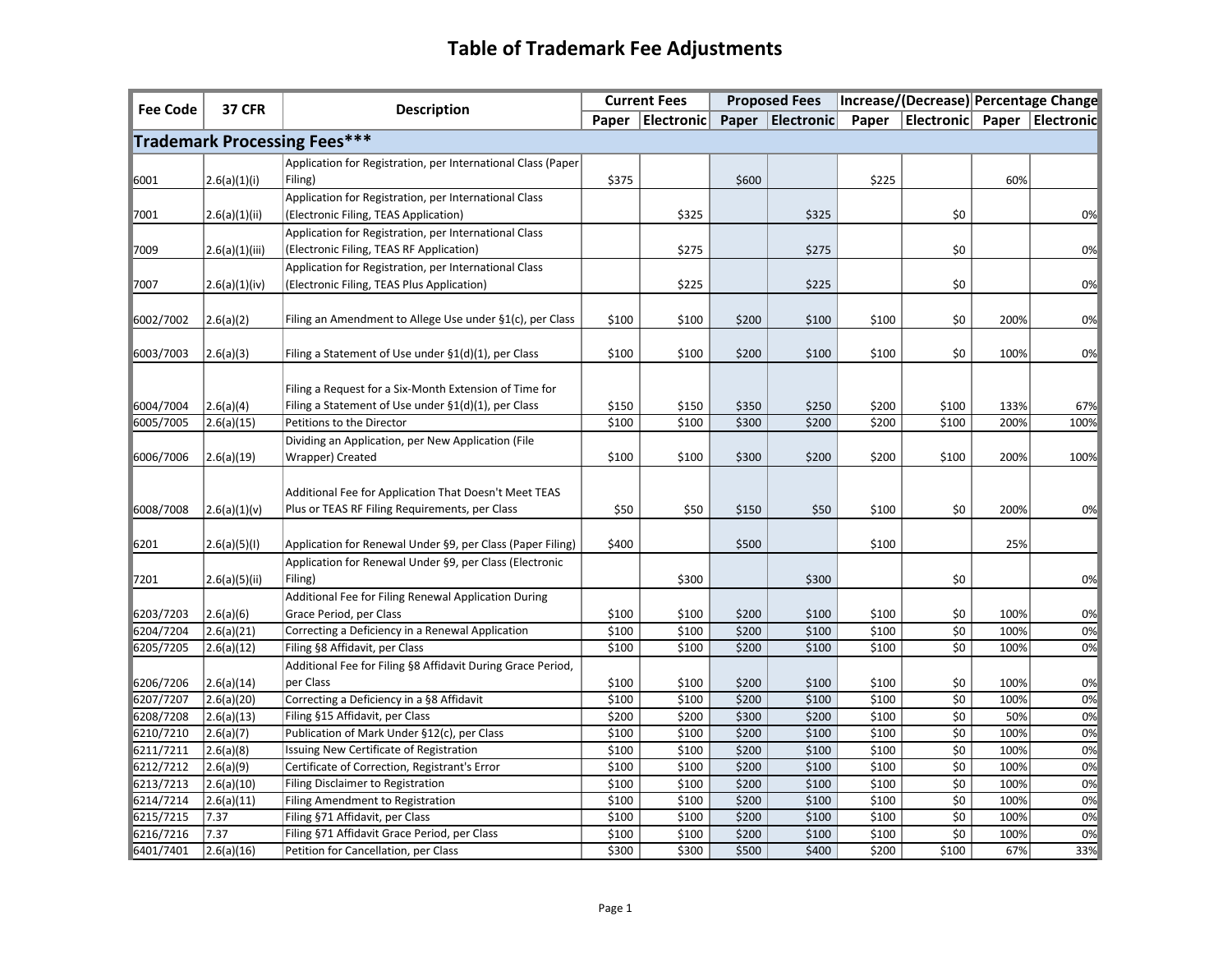# Table of Trademark Fee Adjustments

| Fee Code | 37 CFR | Description | Current Fees | | Proposed Fees | | Increase/(Decrease) | | Percentage Change | |
|---|---|---|---|---|---|---|---|---|---|---|
| | | | Paper | Electronic | Paper | Electronic | Paper | Electronic | Paper | Electronic |
| **Trademark Processing Fees*** ** | | | | | | | | | | |
| 6001 | 2.6(a)(1)(i) | Application for Registration, per International Class (Paper Filing) | $375 | | $600 | | $225 | | 60% | |
| 7001 | 2.6(a)(1)(ii) | Application for Registration, per International Class (Electronic Filing, TEAS Application) | | $325 | | $325 | | $0 | | 0% |
| 7009 | 2.6(a)(1)(iii) | Application for Registration, per International Class (Electronic Filing, TEAS RF Application) | | $275 | | $275 | | $0 | | 0% |
| 7007 | 2.6(a)(1)(iv) | Application for Registration, per International Class (Electronic Filing, TEAS Plus Application) | | $225 | | $225 | | $0 | | 0% |
| 6002/7002 | 2.6(a)(2) | Filing an Amendment to Allege Use under §1(c), per Class | $100 | $100 | $200 | $100 | $100 | $0 | 200% | 0% |
| 6003/7003 | 2.6(a)(3) | Filing a Statement of Use under §1(d)(1), per Class | $100 | $100 | $200 | $100 | $100 | $0 | 100% | 0% |
| 6004/7004 | 2.6(a)(4) | Filing a Request for a Six-Month Extension of Time for Filing a Statement of Use under §1(d)(1), per Class | $150 | $150 | $350 | $250 | $200 | $100 | 133% | 67% |
| 6005/7005 | 2.6(a)(15) | Petitions to the Director | $100 | $100 | $300 | $200 | $200 | $100 | 200% | 100% |
| 6006/7006 | 2.6(a)(19) | Dividing an Application, per New Application (File Wrapper) Created | $100 | $100 | $300 | $200 | $200 | $100 | 200% | 100% |
| 6008/7008 | 2.6(a)(1)(v) | Additional Fee for Application That Doesn't Meet TEAS Plus or TEAS RF Filing Requirements, per Class | $50 | $50 | $150 | $50 | $100 | $0 | 200% | 0% |
| 6201 | 2.6(a)(5)(I) | Application for Renewal Under §9, per Class (Paper Filing) | $400 | | $500 | | $100 | | 25% | |
| 7201 | 2.6(a)(5)(ii) | Application for Renewal Under §9, per Class (Electronic Filing) | | $300 | | $300 | | $0 | | 0% |
| 6203/7203 | 2.6(a)(6) | Additional Fee for Filing Renewal Application During Grace Period, per Class | $100 | $100 | $200 | $100 | $100 | $0 | 100% | 0% |
| 6204/7204 | 2.6(a)(21) | Correcting a Deficiency in a Renewal Application | $100 | $100 | $200 | $100 | $100 | $0 | 100% | 0% |
| 6205/7205 | 2.6(a)(12) | Filing §8 Affidavit, per Class | $100 | $100 | $200 | $100 | $100 | $0 | 100% | 0% |
| 6206/7206 | 2.6(a)(14) | Additional Fee for Filing §8 Affidavit During Grace Period, per Class | $100 | $100 | $200 | $100 | $100 | $0 | 100% | 0% |
| 6207/7207 | 2.6(a)(20) | Correcting a Deficiency in a §8 Affidavit | $100 | $100 | $200 | $100 | $100 | $0 | 100% | 0% |
| 6208/7208 | 2.6(a)(13) | Filing §15 Affidavit, per Class | $200 | $200 | $300 | $200 | $100 | $0 | 50% | 0% |
| 6210/7210 | 2.6(a)(7) | Publication of Mark Under §12(c), per Class | $100 | $100 | $200 | $100 | $100 | $0 | 100% | 0% |
| 6211/7211 | 2.6(a)(8) | Issuing New Certificate of Registration | $100 | $100 | $200 | $100 | $100 | $0 | 100% | 0% |
| 6212/7212 | 2.6(a)(9) | Certificate of Correction, Registrant's Error | $100 | $100 | $200 | $100 | $100 | $0 | 100% | 0% |
| 6213/7213 | 2.6(a)(10) | Filing Disclaimer to Registration | $100 | $100 | $200 | $100 | $100 | $0 | 100% | 0% |
| 6214/7214 | 2.6(a)(11) | Filing Amendment to Registration | $100 | $100 | $200 | $100 | $100 | $0 | 100% | 0% |
| 6215/7215 | 7.37 | Filing §71 Affidavit, per Class | $100 | $100 | $200 | $100 | $100 | $0 | 100% | 0% |
| 6216/7216 | 7.37 | Filing §71 Affidavit Grace Period, per Class | $100 | $100 | $200 | $100 | $100 | $0 | 100% | 0% |
| 6401/7401 | 2.6(a)(16) | Petition for Cancellation, per Class | $300 | $300 | $500 | $400 | $200 | $100 | 67% | 33% |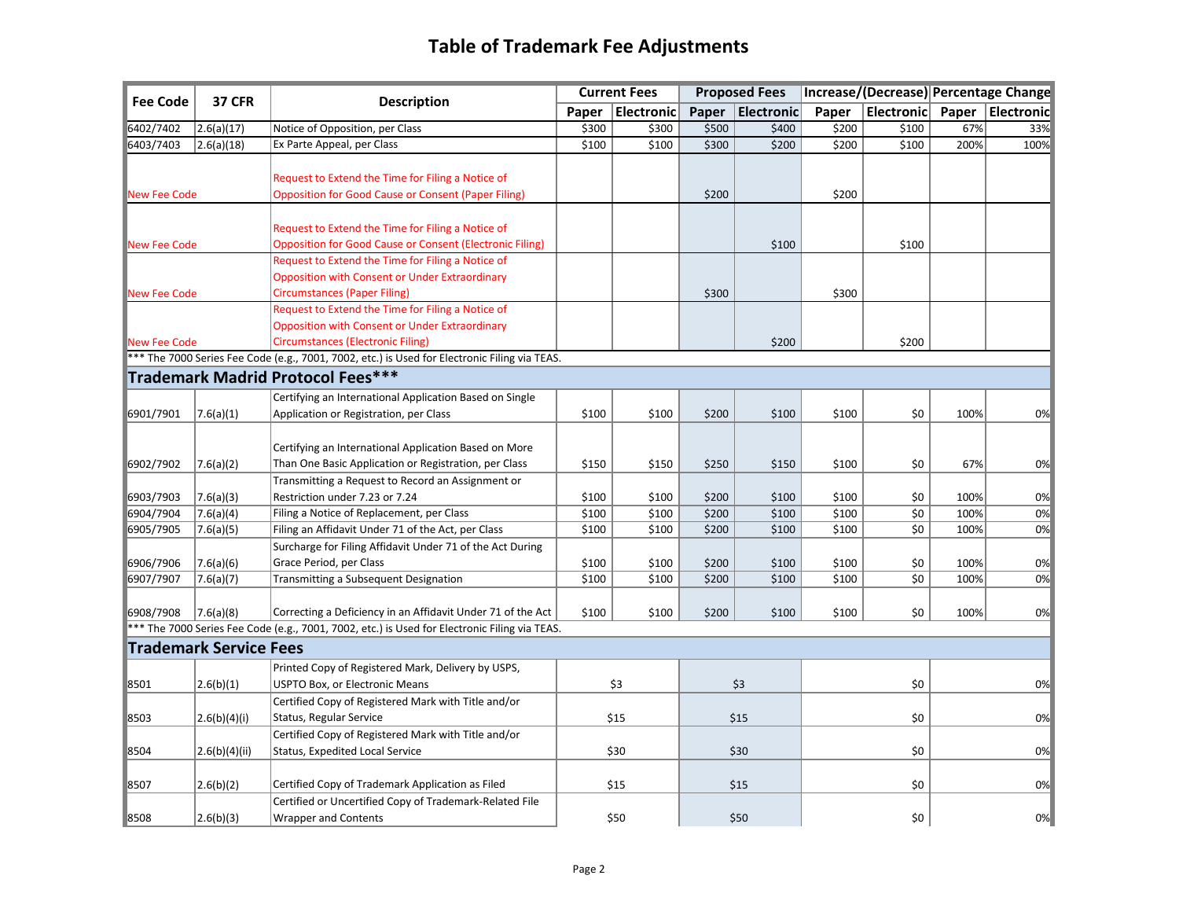# Table of Trademark Fee Adjustments

| Fee Code | 37 CFR | Description | Current Fees | | Proposed Fees | | Increase/(Decrease) | | Percentage Change | |
|---|---|---|---|---|---|---|---|---|---|---|
| | | | Paper | Electronic | Paper | Electronic | Paper | Electronic | Paper | Electronic |
| 6402/7402 | 2.6(a)(17) | Notice of Opposition, per Class | $300 | $300 | $500 | $400 | $200 | $100 | 67% | 33% |
| 6403/7403 | 2.6(a)(18) | Ex Parte Appeal, per Class | $100 | $100 | $300 | $200 | $200 | $100 | 200% | 100% |
| New Fee Code | | Request to Extend the Time for Filing a Notice of Opposition for Good Cause or Consent (Paper Filing) | | | $200 | | $200 | | | |
| New Fee Code | | Request to Extend the Time for Filing a Notice of Opposition for Good Cause or Consent (Electronic Filing) | | | | $100 | | $100 | | |
| New Fee Code | | Request to Extend the Time for Filing a Notice of Opposition with Consent or Under Extraordinary Circumstances (Paper Filing) | | | $300 | | $300 | | | |
| New Fee Code | | Request to Extend the Time for Filing a Notice of Opposition with Consent or Under Extraordinary Circumstances (Electronic Filing) | | | | $200 | | $200 | | |
| *** The 7000 Series Fee Code (e.g., 7001, 7002, etc.) is Used for Electronic Filing via TEAS. | | | | | | | | | | |
| **Trademark Madrid Protocol Fees*****| | | | | | | | | | |
| 6901/7901 | 7.6(a)(1) | Certifying an International Application Based on Single Application or Registration, per Class | $100 | $100 | $200 | $100 | $100 | $0 | 100% | 0% |
| 6902/7902 | 7.6(a)(2) | Certifying an International Application Based on More Than One Basic Application or Registration, per Class | $150 | $150 | $250 | $150 | $100 | $0 | 67% | 0% |
| 6903/7903 | 7.6(a)(3) | Transmitting a Request to Record an Assignment or Restriction under 7.23 or 7.24 | $100 | $100 | $200 | $100 | $100 | $0 | 100% | 0% |
| 6904/7904 | 7.6(a)(4) | Filing a Notice of Replacement, per Class | $100 | $100 | $200 | $100 | $100 | $0 | 100% | 0% |
| 6905/7905 | 7.6(a)(5) | Filing an Affidavit Under 71 of the Act, per Class | $100 | $100 | $200 | $100 | $100 | $0 | 100% | 0% |
| 6906/7906 | 7.6(a)(6) | Surcharge for Filing Affidavit Under 71 of the Act During Grace Period, per Class | $100 | $100 | $200 | $100 | $100 | $0 | 100% | 0% |
| 6907/7907 | 7.6(a)(7) | Transmitting a Subsequent Designation | $100 | $100 | $200 | $100 | $100 | $0 | 100% | 0% |
| 6908/7908 | 7.6(a)(8) | Correcting a Deficiency in an Affidavit Under 71 of the Act | $100 | $100 | $200 | $100 | $100 | $0 | 100% | 0% |
| *** The 7000 Series Fee Code (e.g., 7001, 7002, etc.) is Used for Electronic Filing via TEAS. | | | | | | | | | | |
| **Trademark Service Fees** | | | | | | | | | | |
| 8501 | 2.6(b)(1) | Printed Copy of Registered Mark, Delivery by USPS, USPTO Box, or Electronic Means | $3 | | $3 | | | $0 | | 0% |
| 8503 | 2.6(b)(4)(i) | Certified Copy of Registered Mark with Title and/or Status, Regular Service | $15 | | $15 | | | $0 | | 0% |
| 8504 | 2.6(b)(4)(ii) | Certified Copy of Registered Mark with Title and/or Status, Expedited Local Service | $30 | | $30 | | | $0 | | 0% |
| 8507 | 2.6(b)(2) | Certified Copy of Trademark Application as Filed | $15 | | $15 | | | $0 | | 0% |
| 8508 | 2.6(b)(3) | Certified or Uncertified Copy of Trademark-Related File Wrapper and Contents | $50 | | $50 | | | $0 | | 0% |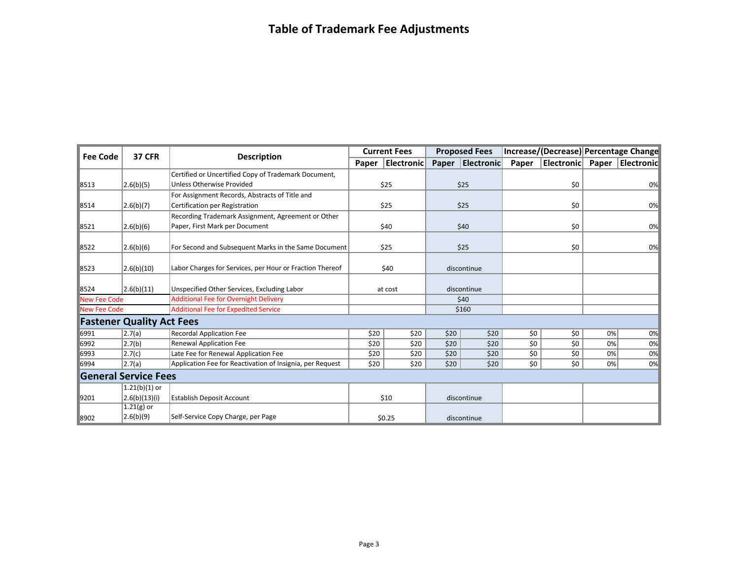# Table of Trademark Fee Adjustments

| Fee Code | 37 CFR | Description | Current Fees | | Proposed Fees | | Increase/(Decrease) | | Percentage Change | |
|---|---|---|---|---|---|---|---|---|---|---|
| | | | Paper | Electronic | Paper | Electronic | Paper | Electronic | Paper | Electronic |
| 8513 | 2.6(b)(5) | Certified or Uncertified Copy of Trademark Document, Unless Otherwise Provided | $25 | | $25 | | | $0 | | 0% |
| 8514 | 2.6(b)(7) | For Assignment Records, Abstracts of Title and Certification per Registration | $25 | | $25 | | | $0 | | 0% |
| 8521 | 2.6(b)(6) | Recording Trademark Assignment, Agreement or Other Paper, First Mark per Document | $40 | | $40 | | | $0 | | 0% |
| 8522 | 2.6(b)(6) | For Second and Subsequent Marks in the Same Document | $25 | | $25 | | | $0 | | 0% |
| 8523 | 2.6(b)(10) | Labor Charges for Services, per Hour or Fraction Thereof | $40 | | discontinue | | | | | |
| 8524 | 2.6(b)(11) | Unspecified Other Services, Excluding Labor | at cost | | discontinue | | | | | |
| New Fee Code | | Additional Fee for Overnight Delivery | | | $40 | | | | | |
| New Fee Code | | Additional Fee for Expedited Service | | | $160 | | | | | |
| **Fastener Quality Act Fees** | | | | | | | | | | |
| 6991 | 2.7(a) | Recordal Application Fee | $20 | $20 | $20 | $20 | $0 | $0 | 0% | 0% |
| 6992 | 2.7(b) | Renewal Application Fee | $20 | $20 | $20 | $20 | $0 | $0 | 0% | 0% |
| 6993 | 2.7(c) | Late Fee for Renewal Application Fee | $20 | $20 | $20 | $20 | $0 | $0 | 0% | 0% |
| 6994 | 2.7(a) | Application Fee for Reactivation of Insignia, per Request | $20 | $20 | $20 | $20 | $0 | $0 | 0% | 0% |
| **General Service Fees** | | | | | | | | | | |
| 9201 | 1.21(b)(1) or 2.6(b)(13)(i) | Establish Deposit Account | $10 | | discontinue | | | | | |
| 8902 | 1.21(g) or 2.6(b)(9) | Self-Service Copy Charge, per Page | $0.25 | | discontinue | | | | | |